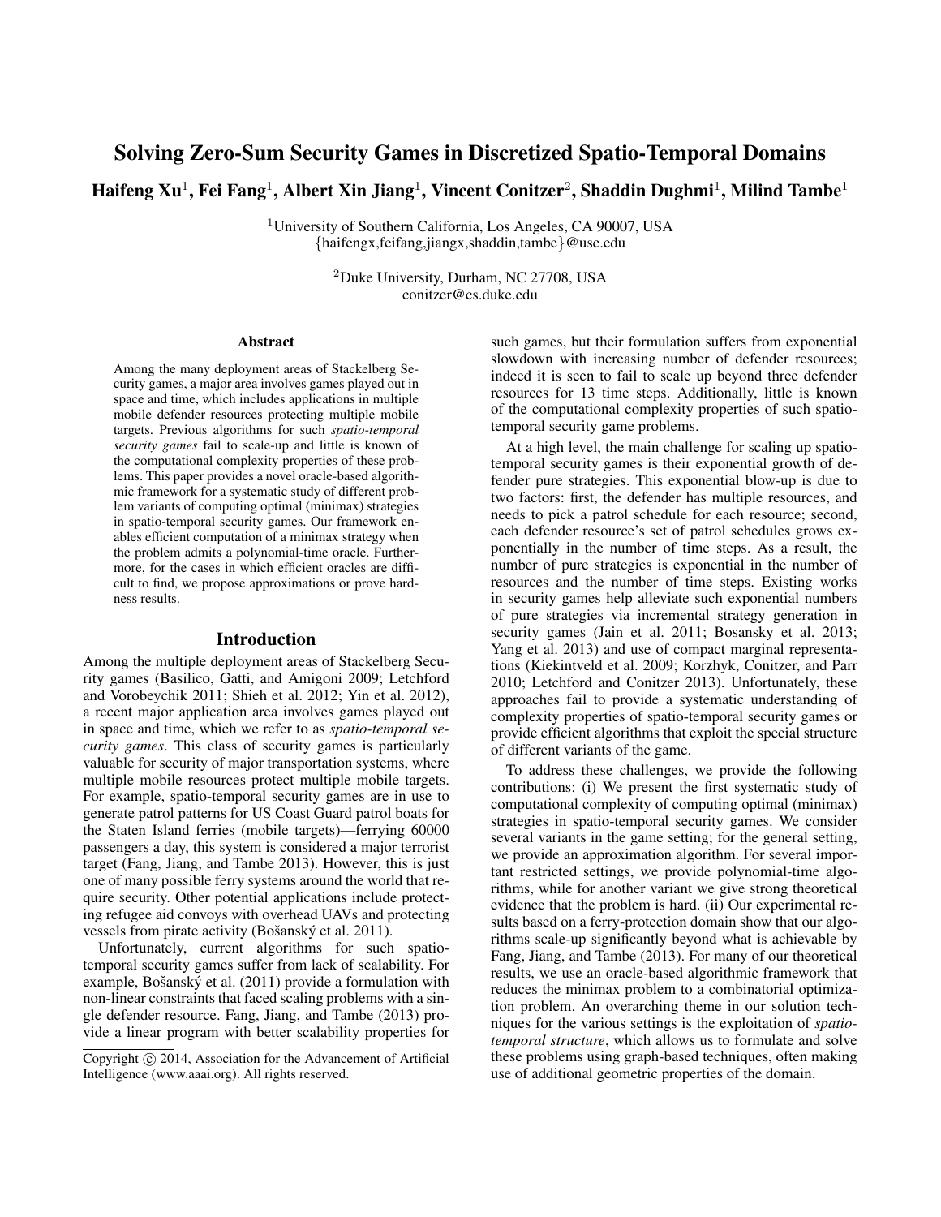# Solving Zero-Sum Security Games in Discretized Spatio-Temporal Domains

**Haifeng Xu[1], Fei Fang[1], Albert Xin Jiang[1], Vincent Conitzer[2], Shaddin Dughmi[1], Milind Tambe[1]**

[1]University of Southern California, Los Angeles, CA 90007, USA
{haifengx,feifang,jiangx,shaddin,tambe}@usc.edu

[2]Duke University, Durham, NC 27708, USA
conitzer@cs.duke.edu

### Abstract

Among the many deployment areas of Stackelberg Security games, a major area involves games played out in space and time, which includes applications in multiple mobile defender resources protecting multiple mobile targets. Previous algorithms for such *spatio-temporal security games* fail to scale-up and little is known of the computational complexity properties of these problems. This paper provides a novel oracle-based algorithmic framework for a systematic study of different problem variants of computing optimal (minimax) strategies in spatio-temporal security games. Our framework enables efficient computation of a minimax strategy when the problem admits a polynomial-time oracle. Furthermore, for the cases in which efficient oracles are difficult to find, we propose approximations or prove hardness results.

## Introduction

Among the multiple deployment areas of Stackelberg Security games (Basilico, Gatti, and Amigoni 2009; Letchford and Vorobeychik 2011; Shieh et al. 2012; Yin et al. 2012), a recent major application area involves games played out in space and time, which we refer to as *spatio-temporal security games*. This class of security games is particularly valuable for security of major transportation systems, where multiple mobile resources protect multiple mobile targets. For example, spatio-temporal security games are in use to generate patrol patterns for US Coast Guard patrol boats for the Staten Island ferries (mobile targets)—ferrying 60000 passengers a day, this system is considered a major terrorist target (Fang, Jiang, and Tambe 2013). However, this is just one of many possible ferry systems around the world that require security. Other potential applications include protecting refugee aid convoys with overhead UAVs and protecting vessels from pirate activity (Bošanský et al. 2011).

Unfortunately, current algorithms for such spatio-temporal security games suffer from lack of scalability. For example, Bošanský et al. (2011) provide a formulation with non-linear constraints that faced scaling problems with a single defender resource. Fang, Jiang, and Tambe (2013) provide a linear program with better scalability properties for such games, but their formulation suffers from exponential slowdown with increasing number of defender resources; indeed it is seen to fail to scale up beyond three defender resources for 13 time steps. Additionally, little is known of the computational complexity properties of such spatio-temporal security game problems.

At a high level, the main challenge for scaling up spatio-temporal security games is their exponential growth of defender pure strategies. This exponential blow-up is due to two factors: first, the defender has multiple resources, and needs to pick a patrol schedule for each resource; second, each defender resource's set of patrol schedules grows exponentially in the number of time steps. As a result, the number of pure strategies is exponential in the number of resources and the number of time steps. Existing works in security games help alleviate such exponential numbers of pure strategies via incremental strategy generation in security games (Jain et al. 2011; Bosansky et al. 2013; Yang et al. 2013) and use of compact marginal representations (Kiekintveld et al. 2009; Korzhyk, Conitzer, and Parr 2010; Letchford and Conitzer 2013). Unfortunately, these approaches fail to provide a systematic understanding of complexity properties of spatio-temporal security games or provide efficient algorithms that exploit the special structure of different variants of the game.

To address these challenges, we provide the following contributions: (i) We present the first systematic study of computational complexity of computing optimal (minimax) strategies in spatio-temporal security games. We consider several variants in the game setting; for the general setting, we provide an approximation algorithm. For several important restricted settings, we provide polynomial-time algorithms, while for another variant we give strong theoretical evidence that the problem is hard. (ii) Our experimental results based on a ferry-protection domain show that our algorithms scale-up significantly beyond what is achievable by Fang, Jiang, and Tambe (2013). For many of our theoretical results, we use an oracle-based algorithmic framework that reduces the minimax problem to a combinatorial optimization problem. An overarching theme in our solution techniques for the various settings is the exploitation of *spatio-temporal structure*, which allows us to formulate and solve these problems using graph-based techniques, often making use of additional geometric properties of the domain.

Copyright © 2014, Association for the Advancement of Artificial Intelligence (www.aaai.org). All rights reserved.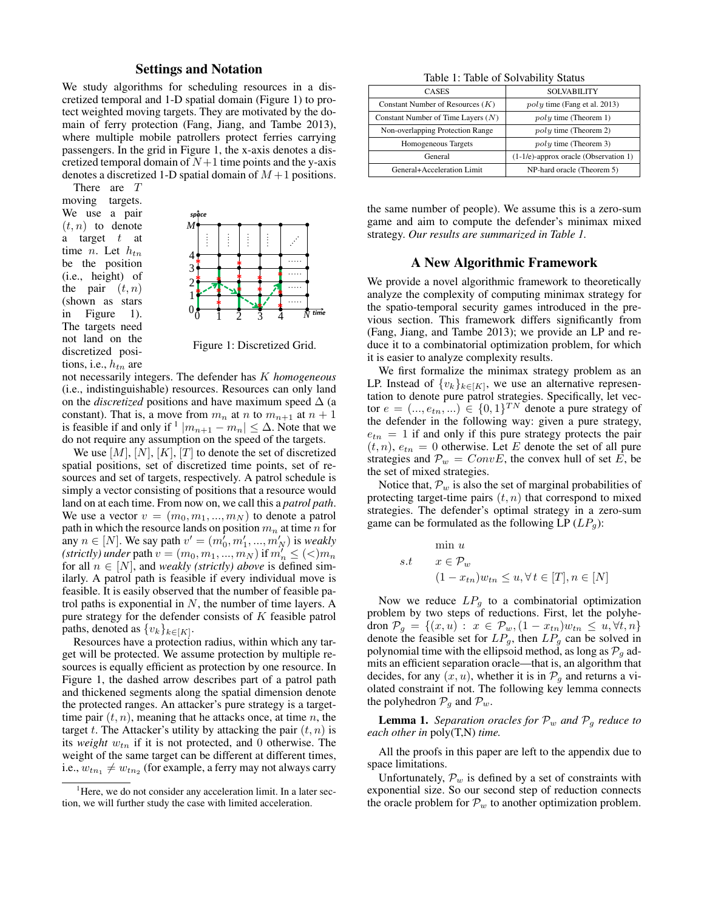## Settings and Notation

We study algorithms for scheduling resources in a discretized temporal and 1-D spatial domain (Figure 1) to protect weighted moving targets. They are motivated by the domain of ferry protection (Fang, Jiang, and Tambe 2013), where multiple mobile patrollers protect ferries carrying passengers. In the grid in Figure 1, the x-axis denotes a discretized temporal domain of $N+1$ time points and the y-axis denotes a discretized 1-D spatial domain of $M+1$ positions.

There are $T$ moving targets. We use a pair $(t, n)$ to denote a target $t$ at time $n$. Let $h_{tn}$ be the position (i.e., height) of the pair $(t, n)$ (shown as stars in Figure 1). The targets need not land on the discretized positions, i.e., $h_{tn}$ are not necessarily integers. The defender has $K$ *homogeneous* (i.e., indistinguishable) resources. Resources can only land on the *discretized* positions and have maximum speed $\Delta$ (a constant). That is, a move from $m_n$ at $n$ to $m_{n+1}$ at $n+1$ is feasible if and only if [1] $|m_{n+1} - m_n| \leq \Delta$. Note that we do not require any assumption on the speed of the targets.

Figure 1: Discretized Grid.

We use $[M]$, $[N]$, $[K]$, $[T]$ to denote the set of discretized spatial positions, set of discretized time points, set of resources and set of targets, respectively. A patrol schedule is simply a vector consisting of positions that a resource would land on at each time. From now on, we call this a *patrol path*. We use a vector $v = (m_0, m_1, ..., m_N)$ to denote a patrol path in which the resource lands on position $m_n$ at time $n$ for any $n \in [N]$. We say path $v' = (m'_0, m'_1, ..., m'_N)$ is *weakly (strictly) under* path $v = (m_0, m_1, ..., m_N)$ if $m'_n \leq (<) m_n$ for all $n \in [N]$, and *weakly (strictly) above* is defined similarly. A patrol path is feasible if every individual move is feasible. It is easily observed that the number of feasible patrol paths is exponential in $N$, the number of time layers. A pure strategy for the defender consists of $K$ feasible patrol paths, denoted as $\{v_k\}_{k \in [K]}$.

Resources have a protection radius, within which any target will be protected. We assume protection by multiple resources is equally efficient as protection by one resource. In Figure 1, the dashed arrow describes part of a patrol path and thickened segments along the spatial dimension denote the protected ranges. An attacker's pure strategy is a target-time pair $(t, n)$, meaning that he attacks once, at time $n$, the target $t$. The Attacker's utility by attacking the pair $(t, n)$ is its *weight* $w_{tn}$ if it is not protected, and 0 otherwise. The weight of the same target can be different at different times, i.e., $w_{tn_1} \neq w_{tn_2}$ (for example, a ferry may not always carry the same number of people). We assume this is a zero-sum game and aim to compute the defender's minimax mixed strategy. *Our results are summarized in Table 1.*

[1] Here, we do not consider any acceleration limit. In a later section, we will further study the case with limited acceleration.

Table 1: Table of Solvability Status

| CASES | SOLVABILITY |
|---|---|
| Constant Number of Resources ($K$) | $poly$ time (Fang et al. 2013) |
| Constant Number of Time Layers ($N$) | $poly$ time (Theorem 1) |
| Non-overlapping Protection Range | $poly$ time (Theorem 2) |
| Homogeneous Targets | $poly$ time (Theorem 3) |
| General | (1-1/e)-approx oracle (Observation 1) |
| General+Acceleration Limit | NP-hard oracle (Theorem 5) |

## A New Algorithmic Framework

We provide a novel algorithmic framework to theoretically analyze the complexity of computing minimax strategy for the spatio-temporal security games introduced in the previous section. This framework differs significantly from (Fang, Jiang, and Tambe 2013); we provide an LP and reduce it to a combinatorial optimization problem, for which it is easier to analyze complexity results.

We first formalize the minimax strategy problem as an LP. Instead of $\{v_k\}_{k \in [K]}$, we use an alternative representation to denote pure patrol strategies. Specifically, let vector $e = (..., e_{tn}, ...) \in \{0,1\}^{TN}$ denote a pure strategy of the defender in the following way: given a pure strategy, $e_{tn} = 1$ if and only if this pure strategy protects the pair $(t, n)$, $e_{tn} = 0$ otherwise. Let $E$ denote the set of all pure strategies and $\mathcal{P}_w = ConvE$, the convex hull of set $E$, be the set of mixed strategies.

Notice that, $\mathcal{P}_w$ is also the set of marginal probabilities of protecting target-time pairs $(t, n)$ that correspond to mixed strategies. The defender's optimal strategy in a zero-sum game can be formulated as the following LP ($LP_g$):

$$
\begin{aligned}
& \min \ u \\
s.t \quad & x \in \mathcal{P}_w \\
& (1 - x_{tn}) w_{tn} \leq u, \forall \, t \in [T], n \in [N]
\end{aligned}
$$

Now we reduce $LP_g$ to a combinatorial optimization problem by two steps of reductions. First, let the polyhedron $\mathcal{P}_g = \{(x, u) : x \in \mathcal{P}_w, (1 - x_{tn}) w_{tn} \leq u, \forall t, n\}$ denote the feasible set for $LP_g$, then $LP_g$ can be solved in polynomial time with the ellipsoid method, as long as $\mathcal{P}_g$ admits an efficient separation oracle—that is, an algorithm that decides, for any $(x, u)$, whether it is in $\mathcal{P}_g$ and returns a violated constraint if not. The following key lemma connects the polyhedron $\mathcal{P}_g$ and $\mathcal{P}_w$.

**Lemma 1.** *Separation oracles for $\mathcal{P}_w$ and $\mathcal{P}_g$ reduce to each other in* poly(T,N) *time.*

All the proofs in this paper are left to the appendix due to space limitations.

Unfortunately, $\mathcal{P}_w$ is defined by a set of constraints with exponential size. So our second step of reduction connects the oracle problem for $\mathcal{P}_w$ to another optimization problem.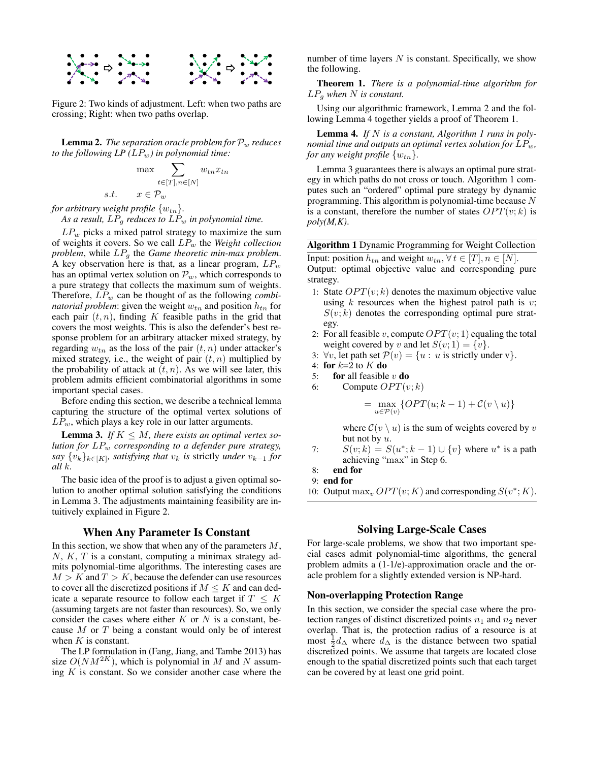Figure 2: Two kinds of adjustment. Left: when two paths are crossing; Right: when two paths overlap.

**Lemma 2.** *The separation oracle problem for $\mathcal{P}_w$ reduces to the following LP ($LP_w$) in polynomial time:*

$$\max \sum_{t\in[T],n\in[N]} w_{tn}x_{tn}$$

$$s.t. \quad x \in \mathcal{P}_w$$

*for arbitrary weight profile $\{w_{tn}\}$.*

*As a result, $LP_g$ reduces to $LP_w$ in polynomial time.*

$LP_w$ picks a mixed patrol strategy to maximize the sum of weights it covers. So we call $LP_w$ the *Weight collection problem*, while $LP_g$ the *Game theoretic min-max problem*. A key observation here is that, as a linear program, $LP_w$ has an optimal vertex solution on $\mathcal{P}_w$, which corresponds to a pure strategy that collects the maximum sum of weights. Therefore, $LP_w$ can be thought of as the following *combinatorial problem*: given the weight $w_{tn}$ and position $h_{tn}$ for each pair $(t, n)$, finding $K$ feasible paths in the grid that covers the most weights. This is also the defender's best response problem for an arbitrary attacker mixed strategy, by regarding $w_{tn}$ as the loss of the pair $(t, n)$ under attacker's mixed strategy, i.e., the weight of pair $(t, n)$ multiplied by the probability of attack at $(t, n)$. As we will see later, this problem admits efficient combinatorial algorithms in some important special cases.

Before ending this section, we describe a technical lemma capturing the structure of the optimal vertex solutions of $LP_w$, which plays a key role in our latter arguments.

**Lemma 3.** *If $K \leq M$, there exists an optimal vertex solution for $LP_w$ corresponding to a defender pure strategy, say $\{v_k\}_{k\in[K]}$, satisfying that $v_k$ is* strictly *under $v_{k-1}$ for all $k$.*

The basic idea of the proof is to adjust a given optimal solution to another optimal solution satisfying the conditions in Lemma 3. The adjustments maintaining feasibility are intuitively explained in Figure 2.

## When Any Parameter Is Constant

In this section, we show that when any of the parameters $M$, $N$, $K$, $T$ is a constant, computing a minimax strategy admits polynomial-time algorithms. The interesting cases are $M > K$ and $T > K$, because the defender can use resources to cover all the discretized positions if $M \leq K$ and can dedicate a separate resource to follow each target if $T \leq K$ (assuming targets are not faster than resources). So, we only consider the cases where either $K$ or $N$ is a constant, because $M$ or $T$ being a constant would only be of interest when $K$ is constant.

The LP formulation in (Fang, Jiang, and Tambe 2013) has size $O(NM^{2K})$, which is polynomial in $M$ and $N$ assuming $K$ is constant. So we consider another case where the number of time layers $N$ is constant. Specifically, we show the following.

**Theorem 1.** *There is a polynomial-time algorithm for $LP_g$ when $N$ is constant.*

Using our algorithmic framework, Lemma 2 and the following Lemma 4 together yields a proof of Theorem 1.

**Lemma 4.** *If $N$ is a constant, Algorithm 1 runs in polynomial time and outputs an optimal vertex solution for $LP_w$, for any weight profile $\{w_{tn}\}$.*

Lemma 3 guarantees there is always an optimal pure strategy in which paths do not cross or touch. Algorithm 1 computes such an "ordered" optimal pure strategy by dynamic programming. This algorithm is polynomial-time because $N$ is a constant, therefore the number of states $OPT(v; k)$ is *poly(M,K)*.

**Algorithm 1** Dynamic Programming for Weight Collection

Input: position $h_{tn}$ and weight $w_{tn}$, $\forall\, t \in [T], n \in [N]$.
Output: optimal objective value and corresponding pure strategy.

1: State $OPT(v; k)$ denotes the maximum objective value using $k$ resources when the highest patrol path is $v$; $S(v; k)$ denotes the corresponding optimal pure strategy.
2: For all feasible $v$, compute $OPT(v; 1)$ equaling the total weight covered by $v$ and let $S(v; 1) = \{v\}$.
3: $\forall v$, let path set $\mathcal{P}(v) = \{u :\ u$ is strictly under v$\}$.
4: **for** $k$=2 to $K$ **do**
5: &nbsp;&nbsp;&nbsp;&nbsp;**for** all feasible $v$ **do**
6: &nbsp;&nbsp;&nbsp;&nbsp;&nbsp;&nbsp;&nbsp;&nbsp;Compute $OPT(v; k)$

$$= \max_{u\in\mathcal{P}(v)} \{OPT(u; k-1) + \mathcal{C}(v \setminus u)\}$$

&nbsp;&nbsp;&nbsp;&nbsp;&nbsp;&nbsp;&nbsp;&nbsp;where $\mathcal{C}(v \setminus u)$ is the sum of weights covered by $v$ but not by $u$.
7: &nbsp;&nbsp;&nbsp;&nbsp;&nbsp;&nbsp;&nbsp;&nbsp;$S(v; k) = S(u^*; k-1) \cup \{v\}$ where $u^*$ is a path achieving "max" in Step 6.
8: &nbsp;&nbsp;&nbsp;&nbsp;**end for**
9: **end for**
10: Output $\max_v OPT(v; K)$ and corresponding $S(v^*; K)$.

## Solving Large-Scale Cases

For large-scale problems, we show that two important special cases admit polynomial-time algorithms, the general problem admits a (1-1/e)-approximation oracle and the oracle problem for a slightly extended version is NP-hard.

### Non-overlapping Protection Range

In this section, we consider the special case where the protection ranges of distinct discretized points $n_1$ and $n_2$ never overlap. That is, the protection radius of a resource is at most $\frac{1}{2}d_\Delta$ where $d_\Delta$ is the distance between two spatial discretized points. We assume that targets are located close enough to the spatial discretized points such that each target can be covered by at least one grid point.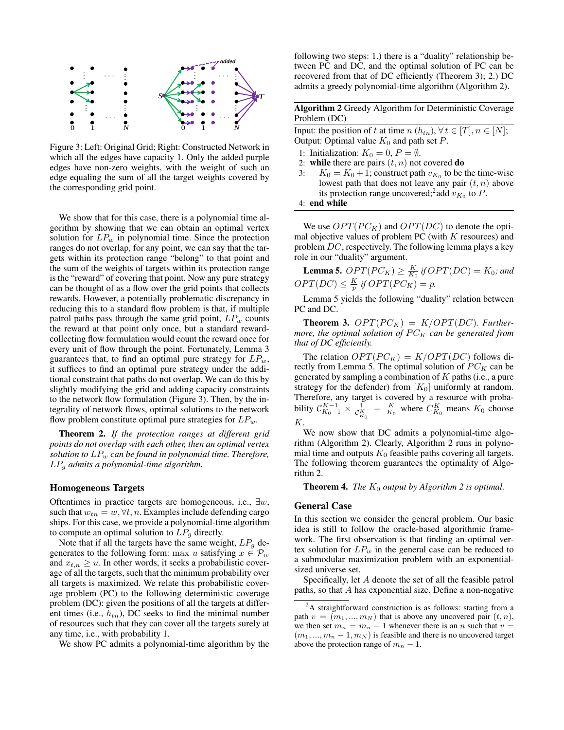Figure 3: Left: Original Grid; Right: Constructed Network in which all the edges have capacity 1. Only the added purple edges have non-zero weights, with the weight of such an edge equaling the sum of all the target weights covered by the corresponding grid point.

We show that for this case, there is a polynomial time algorithm by showing that we can obtain an optimal vertex solution for $LP_w$ in polynomial time. Since the protection ranges do not overlap, for any point, we can say that the targets within its protection range "belong" to that point and the sum of the weights of targets within its protection range is the "reward" of covering that point. Now any pure strategy can be thought of as a flow over the grid points that collects rewards. However, a potentially problematic discrepancy in reducing this to a standard flow problem is that, if multiple patrol paths pass through the same grid point, $LP_w$ counts the reward at that point only once, but a standard reward-collecting flow formulation would count the reward once for every unit of flow through the point. Fortunately, Lemma 3 guarantees that, to find an optimal pure strategy for $LP_w$, it suffices to find an optimal pure strategy under the additional constraint that paths do not overlap. We can do this by slightly modifying the grid and adding capacity constraints to the network flow formulation (Figure 3). Then, by the integrality of network flows, optimal solutions to the network flow problem constitute optimal pure strategies for $LP_w$.

**Theorem 2.** *If the protection ranges at different grid points do not overlap with each other, then an optimal vertex solution to $LP_w$ can be found in polynomial time. Therefore, $LP_g$ admits a polynomial-time algorithm.*

## Homogeneous Targets

Oftentimes in practice targets are homogeneous, i.e., $\exists w$, such that $w_{tn} = w, \forall t, n$. Examples include defending cargo ships. For this case, we provide a polynomial-time algorithm to compute an optimal solution to $LP_g$ directly.

Note that if all the targets have the same weight, $LP_g$ degenerates to the following form: $\max u$ satisfying $x \in \mathcal{P}_w$ and $x_{t,n} \geq u$. In other words, it seeks a probabilistic coverage of all the targets, such that the minimum probability over all targets is maximized. We relate this probabilistic coverage problem (PC) to the following deterministic coverage problem (DC): given the positions of all the targets at different times (i.e., $h_{tn}$), DC seeks to find the minimal number of resources such that they can cover all the targets surely at any time, i.e., with probability 1.

We show PC admits a polynomial-time algorithm by the following two steps: 1.) there is a "duality" relationship between PC and DC, and the optimal solution of PC can be recovered from that of DC efficiently (Theorem 3); 2.) DC admits a greedy polynomial-time algorithm (Algorithm 2).

**Algorithm 2** Greedy Algorithm for Deterministic Coverage Problem (DC)

Input: the position of $t$ at time $n$ ($h_{tn}$), $\forall t \in [T], n \in [N]$;
Output: Optimal value $K_0$ and path set $P$.

1: Initialization: $K_0 = 0$, $P = \emptyset$.
2: **while** there are pairs $(t, n)$ not covered **do**
3: $K_0 = K_0 + 1$; construct path $v_{K_0}$ to be the time-wise lowest path that does not leave any pair $(t, n)$ above its protection range uncovered;[2] add $v_{K_0}$ to $P$.
4: **end while**

We use $OPT(PC_K)$ and $OPT(DC)$ to denote the optimal objective values of problem PC (with $K$ resources) and problem $DC$, respectively. The following lemma plays a key role in our "duality" argument.

**Lemma 5.** *$OPT(PC_K) \geq \frac{K}{K_0}$ if $OPT(DC) = K_0$; and $OPT(DC) \leq \frac{K}{p}$ if $OPT(PC_K) = p$.*

Lemma 5 yields the following "duality" relation between PC and DC.

**Theorem 3.** *$OPT(PC_K) = K/OPT(DC)$. Furthermore, the optimal solution of $PC_K$ can be generated from that of DC efficiently.*

The relation $OPT(PC_K) = K/OPT(DC)$ follows directly from Lemma 5. The optimal solution of $PC_K$ can be generated by sampling a combination of $K$ paths (i.e., a pure strategy for the defender) from $[K_0]$ uniformly at random. Therefore, any target is covered by a resource with probability $C_{K_0-1}^{K-1} \times \frac{1}{C_{K_0}^{K}} = \frac{K}{K_0}$ where $C_{K_0}^{K}$ means $K_0$ choose $K$.

We now show that DC admits a polynomial-time algorithm (Algorithm 2). Clearly, Algorithm 2 runs in polynomial time and outputs $K_0$ feasible paths covering all targets. The following theorem guarantees the optimality of Algorithm 2.

**Theorem 4.** *The $K_0$ output by Algorithm 2 is optimal.*

## General Case

In this section we consider the general problem. Our basic idea is still to follow the oracle-based algorithmic framework. The first observation is that finding an optimal vertex solution for $LP_w$ in the general case can be reduced to a submodular maximization problem with an exponential-sized universe set.

Specifically, let $A$ denote the set of all the feasible patrol paths, so that $A$ has exponential size. Define a non-negative

[2] A straightforward construction is as follows: starting from a path $v = (m_1, ..., m_N)$ that is above any uncovered pair $(t, n)$, we then set $m_n = m_n - 1$ whenever there is an $n$ such that $v = (m_1, ..., m_n - 1, m_N)$ is feasible and there is no uncovered target above the protection range of $m_n - 1$.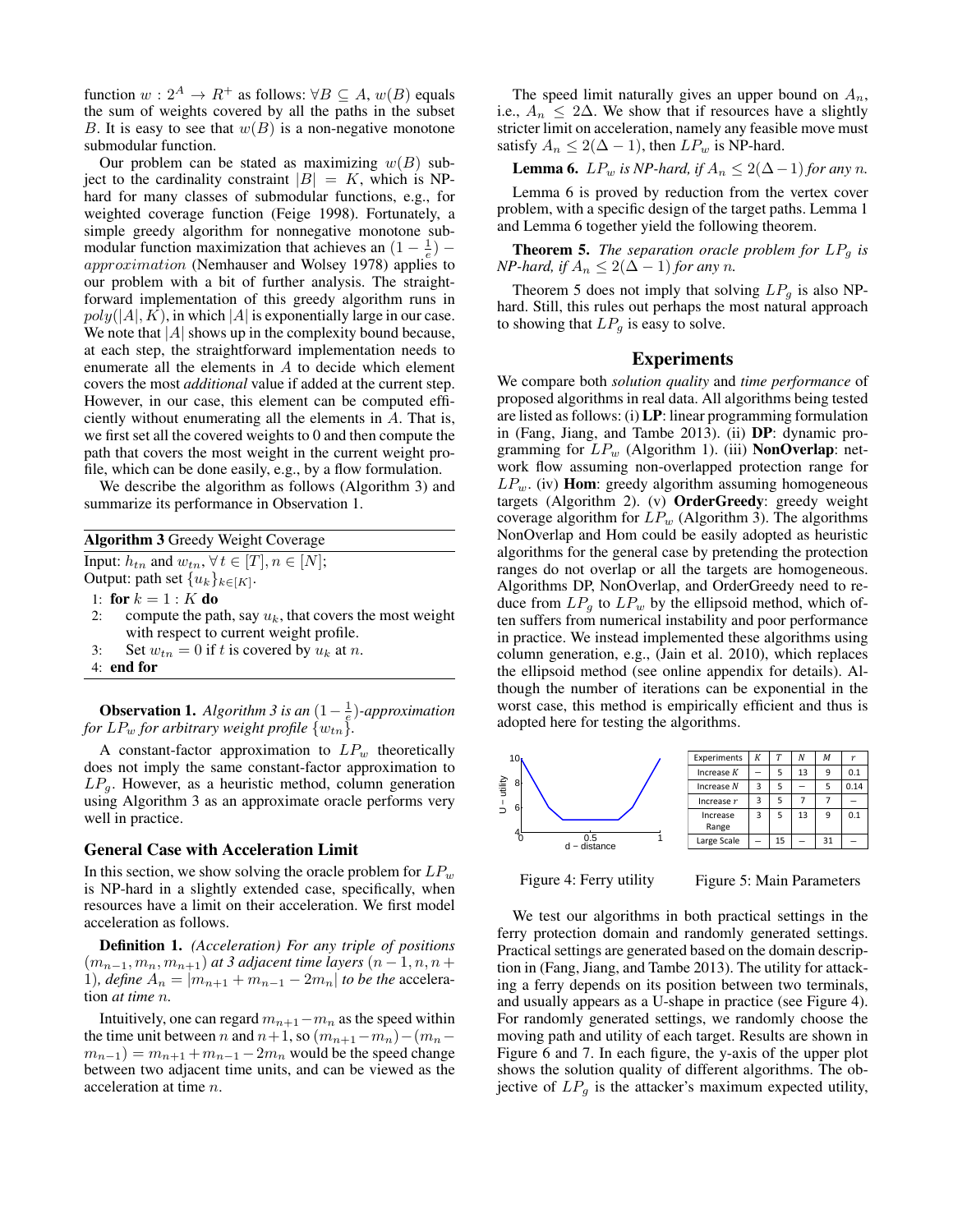function $w : 2^A \to R^+$ as follows: $\forall B \subseteq A$, $w(B)$ equals the sum of weights covered by all the paths in the subset $B$. It is easy to see that $w(B)$ is a non-negative monotone submodular function.

Our problem can be stated as maximizing $w(B)$ subject to the cardinality constraint $|B| = K$, which is NP-hard for many classes of submodular functions, e.g., for weighted coverage function (Feige 1998). Fortunately, a simple greedy algorithm for nonnegative monotone submodular function maximization that achieves an $(1 - \frac{1}{e}) - approximation$ (Nemhauser and Wolsey 1978) applies to our problem with a bit of further analysis. The straightforward implementation of this greedy algorithm runs in $poly(|A|, K)$, in which $|A|$ is exponentially large in our case. We note that $|A|$ shows up in the complexity bound because, at each step, the straightforward implementation needs to enumerate all the elements in $A$ to decide which element covers the most *additional* value if added at the current step. However, in our case, this element can be computed efficiently without enumerating all the elements in $A$. That is, we first set all the covered weights to 0 and then compute the path that covers the most weight in the current weight profile, which can be done easily, e.g., by a flow formulation.

We describe the algorithm as follows (Algorithm 3) and summarize its performance in Observation 1.

**Algorithm 3** Greedy Weight Coverage

Input: $h_{tn}$ and $w_{tn}, \forall t \in [T], n \in [N]$;
Output: path set $\{u_k\}_{k \in [K]}$.

1: **for** $k = 1 : K$ **do**
2: compute the path, say $u_k$, that covers the most weight with respect to current weight profile.
3: Set $w_{tn} = 0$ if $t$ is covered by $u_k$ at $n$.
4: **end for**

**Observation 1.** *Algorithm 3 is an $(1 - \frac{1}{e})$-approximation for $LP_w$ for arbitrary weight profile $\{w_{tn}\}$.*

A constant-factor approximation to $LP_w$ theoretically does not imply the same constant-factor approximation to $LP_g$. However, as a heuristic method, column generation using Algorithm 3 as an approximate oracle performs very well in practice.

### General Case with Acceleration Limit

In this section, we show solving the oracle problem for $LP_w$ is NP-hard in a slightly extended case, specifically, when resources have a limit on their acceleration. We first model acceleration as follows.

**Definition 1.** *(Acceleration) For any triple of positions $(m_{n-1}, m_n, m_{n+1})$ at 3 adjacent time layers $(n-1, n, n+1)$, define $A_n = |m_{n+1} + m_{n-1} - 2m_n|$ to be the* acceleration *at time $n$.*

Intuitively, one can regard $m_{n+1} - m_n$ as the speed within the time unit between $n$ and $n+1$, so $(m_{n+1} - m_n) - (m_n - m_{n-1}) = m_{n+1} + m_{n-1} - 2m_n$ would be the speed change between two adjacent time units, and can be viewed as the acceleration at time $n$.

The speed limit naturally gives an upper bound on $A_n$, i.e., $A_n \le 2\Delta$. We show that if resources have a slightly stricter limit on acceleration, namely any feasible move must satisfy $A_n \le 2(\Delta - 1)$, then $LP_w$ is NP-hard.

**Lemma 6.** *$LP_w$ is NP-hard, if $A_n \le 2(\Delta - 1)$ for any $n$.*

Lemma 6 is proved by reduction from the vertex cover problem, with a specific design of the target paths. Lemma 1 and Lemma 6 together yield the following theorem.

**Theorem 5.** *The separation oracle problem for $LP_g$ is NP-hard, if $A_n \le 2(\Delta - 1)$ for any $n$.*

Theorem 5 does not imply that solving $LP_g$ is also NP-hard. Still, this rules out perhaps the most natural approach to showing that $LP_g$ is easy to solve.

## Experiments

We compare both *solution quality* and *time performance* of proposed algorithms in real data. All algorithms being tested are listed as follows: (i) **LP**: linear programming formulation in (Fang, Jiang, and Tambe 2013). (ii) **DP**: dynamic programming for $LP_w$ (Algorithm 1). (iii) **NonOverlap**: network flow assuming non-overlapped protection range for $LP_w$. (iv) **Hom**: greedy algorithm assuming homogeneous targets (Algorithm 2). (v) **OrderGreedy**: greedy weight coverage algorithm for $LP_w$ (Algorithm 3). The algorithms NonOverlap and Hom could be easily adopted as heuristic algorithms for the general case by pretending the protection ranges do not overlap or all the targets are homogeneous. Algorithms DP, NonOverlap, and OrderGreedy need to reduce from $LP_g$ to $LP_w$ by the ellipsoid method, which often suffers from numerical instability and poor performance in practice. We instead implemented these algorithms using column generation, e.g., (Jain et al. 2010), which replaces the ellipsoid method (see online appendix for details). Although the number of iterations can be exponential in the worst case, this method is empirically efficient and thus is adopted here for testing the algorithms.

Figure 4: Ferry utility

| Experiments | $K$ | $T$ | $N$ | $M$ | $r$ |
|---|---|---|---|---|---|
| Increase $K$ | – | 5 | 13 | 9 | 0.1 |
| Increase $N$ | 3 | 5 | – | 5 | 0.14 |
| Increase $r$ | 3 | 5 | 7 | 7 | – |
| Increase Range | 3 | 5 | 13 | 9 | 0.1 |
| Large Scale | – | 15 | – | 31 | – |

Figure 5: Main Parameters

We test our algorithms in both practical settings in the ferry protection domain and randomly generated settings. Practical settings are generated based on the domain description in (Fang, Jiang, and Tambe 2013). The utility for attacking a ferry depends on its position between two terminals, and usually appears as a U-shape in practice (see Figure 4). For randomly generated settings, we randomly choose the moving path and utility of each target. Results are shown in Figure 6 and 7. In each figure, the y-axis of the upper plot shows the solution quality of different algorithms. The objective of $LP_g$ is the attacker's maximum expected utility,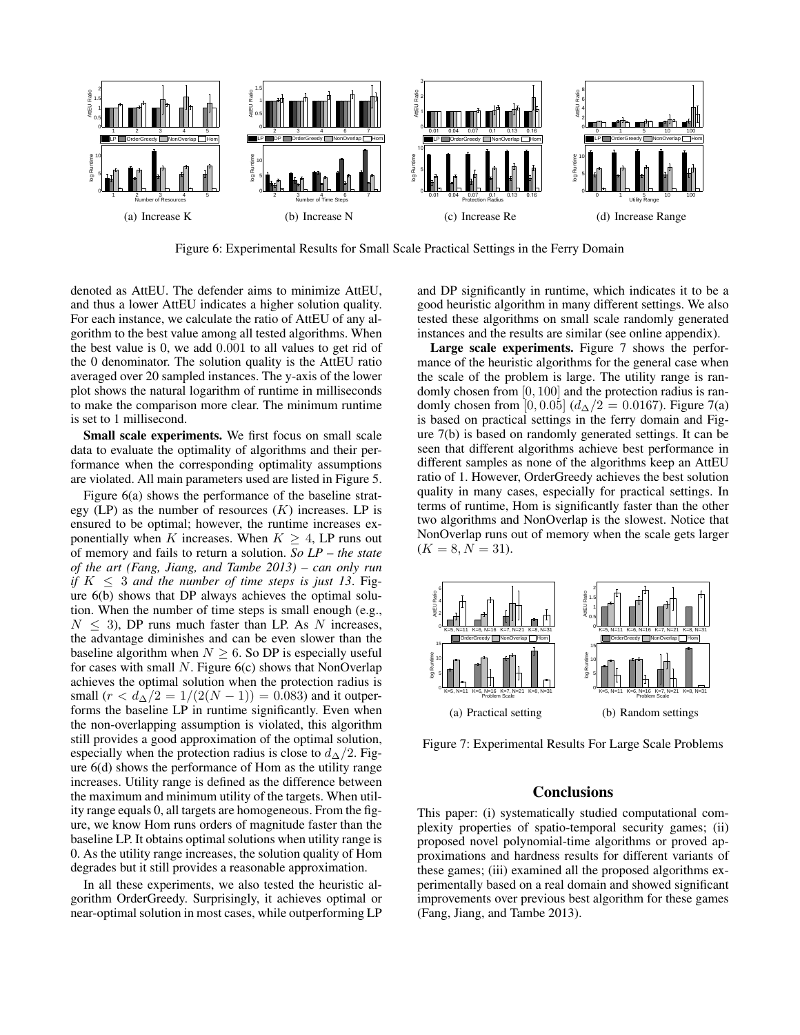(a) Increase K

(b) Increase N

(c) Increase Re

(d) Increase Range

Figure 6: Experimental Results for Small Scale Practical Settings in the Ferry Domain

denoted as AttEU. The defender aims to minimize AttEU, and thus a lower AttEU indicates a higher solution quality. For each instance, we calculate the ratio of AttEU of any algorithm to the best value among all tested algorithms. When the best value is 0, we add $0.001$ to all values to get rid of the 0 denominator. The solution quality is the AttEU ratio averaged over 20 sampled instances. The y-axis of the lower plot shows the natural logarithm of runtime in milliseconds to make the comparison more clear. The minimum runtime is set to 1 millisecond.

**Small scale experiments.** We first focus on small scale data to evaluate the optimality of algorithms and their performance when the corresponding optimality assumptions are violated. All main parameters used are listed in Figure 5.

Figure 6(a) shows the performance of the baseline strategy (LP) as the number of resources ($K$) increases. LP is ensured to be optimal; however, the runtime increases exponentially when $K$ increases. When $K \geq 4$, LP runs out of memory and fails to return a solution. *So LP – the state of the art (Fang, Jiang, and Tambe 2013) – can only run if $K \leq 3$ and the number of time steps is just 13.* Figure 6(b) shows that DP always achieves the optimal solution. When the number of time steps is small enough (e.g., $N \leq 3$), DP runs much faster than LP. As $N$ increases, the advantage diminishes and can be even slower than the baseline algorithm when $N \geq 6$. So DP is especially useful for cases with small $N$. Figure 6(c) shows that NonOverlap achieves the optimal solution when the protection radius is small ($r < d_\Delta/2 = 1/(2(N-1)) = 0.083$) and it outperforms the baseline LP in runtime significantly. Even when the non-overlapping assumption is violated, this algorithm still provides a good approximation of the optimal solution, especially when the protection radius is close to $d_\Delta/2$. Figure 6(d) shows the performance of Hom as the utility range increases. Utility range is defined as the difference between the maximum and minimum utility of the targets. When utility range equals 0, all targets are homogeneous. From the figure, we know Hom runs orders of magnitude faster than the baseline LP. It obtains optimal solutions when utility range is 0. As the utility range increases, the solution quality of Hom degrades but it still provides a reasonable approximation.

In all these experiments, we also tested the heuristic algorithm OrderGreedy. Surprisingly, it achieves optimal or near-optimal solution in most cases, while outperforming LP and DP significantly in runtime, which indicates it to be a good heuristic algorithm in many different settings. We also tested these algorithms on small scale randomly generated instances and the results are similar (see online appendix).

**Large scale experiments.** Figure 7 shows the performance of the heuristic algorithms for the general case when the scale of the problem is large. The utility range is randomly chosen from $[0, 100]$ and the protection radius is randomly chosen from $[0, 0.05]$ ($d_\Delta/2 = 0.0167$). Figure 7(a) is based on practical settings in the ferry domain and Figure 7(b) is based on randomly generated settings. It can be seen that different algorithms achieve best performance in different samples as none of the algorithms keep an AttEU ratio of 1. However, OrderGreedy achieves the best solution quality in many cases, especially for practical settings. In terms of runtime, Hom is significantly faster than the other two algorithms and NonOverlap is the slowest. Notice that NonOverlap runs out of memory when the scale gets larger ($K = 8, N = 31$).

(a) Practical setting

(b) Random settings

Figure 7: Experimental Results For Large Scale Problems

## Conclusions

This paper: (i) systematically studied computational complexity properties of spatio-temporal security games; (ii) proposed novel polynomial-time algorithms or proved approximations and hardness results for different variants of these games; (iii) examined all the proposed algorithms experimentally based on a real domain and showed significant improvements over previous best algorithm for these games (Fang, Jiang, and Tambe 2013).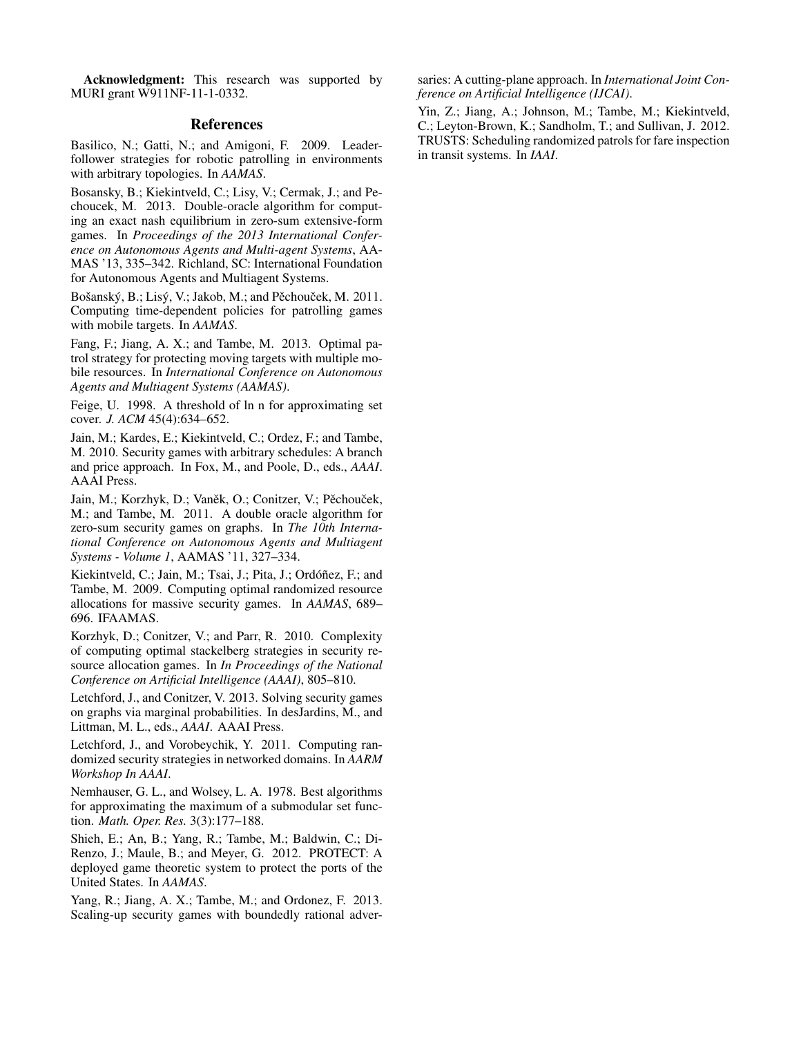**Acknowledgment:** This research was supported by MURI grant W911NF-11-1-0332.

## References

Basilico, N.; Gatti, N.; and Amigoni, F. 2009. Leader-follower strategies for robotic patrolling in environments with arbitrary topologies. In *AAMAS*.

Bosansky, B.; Kiekintveld, C.; Lisy, V.; Cermak, J.; and Pechoucek, M. 2013. Double-oracle algorithm for computing an exact nash equilibrium in zero-sum extensive-form games. In *Proceedings of the 2013 International Conference on Autonomous Agents and Multi-agent Systems*, AAMAS '13, 335–342. Richland, SC: International Foundation for Autonomous Agents and Multiagent Systems.

Bošanský, B.; Lisý, V.; Jakob, M.; and Pěchouček, M. 2011. Computing time-dependent policies for patrolling games with mobile targets. In *AAMAS*.

Fang, F.; Jiang, A. X.; and Tambe, M. 2013. Optimal patrol strategy for protecting moving targets with multiple mobile resources. In *International Conference on Autonomous Agents and Multiagent Systems (AAMAS)*.

Feige, U. 1998. A threshold of ln n for approximating set cover. *J. ACM* 45(4):634–652.

Jain, M.; Kardes, E.; Kiekintveld, C.; Ordez, F.; and Tambe, M. 2010. Security games with arbitrary schedules: A branch and price approach. In Fox, M., and Poole, D., eds., *AAAI*. AAAI Press.

Jain, M.; Korzhyk, D.; Vaněk, O.; Conitzer, V.; Pěchouček, M.; and Tambe, M. 2011. A double oracle algorithm for zero-sum security games on graphs. In *The 10th International Conference on Autonomous Agents and Multiagent Systems - Volume 1*, AAMAS '11, 327–334.

Kiekintveld, C.; Jain, M.; Tsai, J.; Pita, J.; Ordóñez, F.; and Tambe, M. 2009. Computing optimal randomized resource allocations for massive security games. In *AAMAS*, 689–696. IFAAMAS.

Korzhyk, D.; Conitzer, V.; and Parr, R. 2010. Complexity of computing optimal stackelberg strategies in security resource allocation games. In *In Proceedings of the National Conference on Artificial Intelligence (AAAI)*, 805–810.

Letchford, J., and Conitzer, V. 2013. Solving security games on graphs via marginal probabilities. In desJardins, M., and Littman, M. L., eds., *AAAI*. AAAI Press.

Letchford, J., and Vorobeychik, Y. 2011. Computing randomized security strategies in networked domains. In *AARM Workshop In AAAI*.

Nemhauser, G. L., and Wolsey, L. A. 1978. Best algorithms for approximating the maximum of a submodular set function. *Math. Oper. Res.* 3(3):177–188.

Shieh, E.; An, B.; Yang, R.; Tambe, M.; Baldwin, C.; DiRenzo, J.; Maule, B.; and Meyer, G. 2012. PROTECT: A deployed game theoretic system to protect the ports of the United States. In *AAMAS*.

Yang, R.; Jiang, A. X.; Tambe, M.; and Ordonez, F. 2013. Scaling-up security games with boundedly rational adversaries: A cutting-plane approach. In *International Joint Conference on Artificial Intelligence (IJCAI)*.

Yin, Z.; Jiang, A.; Johnson, M.; Tambe, M.; Kiekintveld, C.; Leyton-Brown, K.; Sandholm, T.; and Sullivan, J. 2012. TRUSTS: Scheduling randomized patrols for fare inspection in transit systems. In *IAAI*.